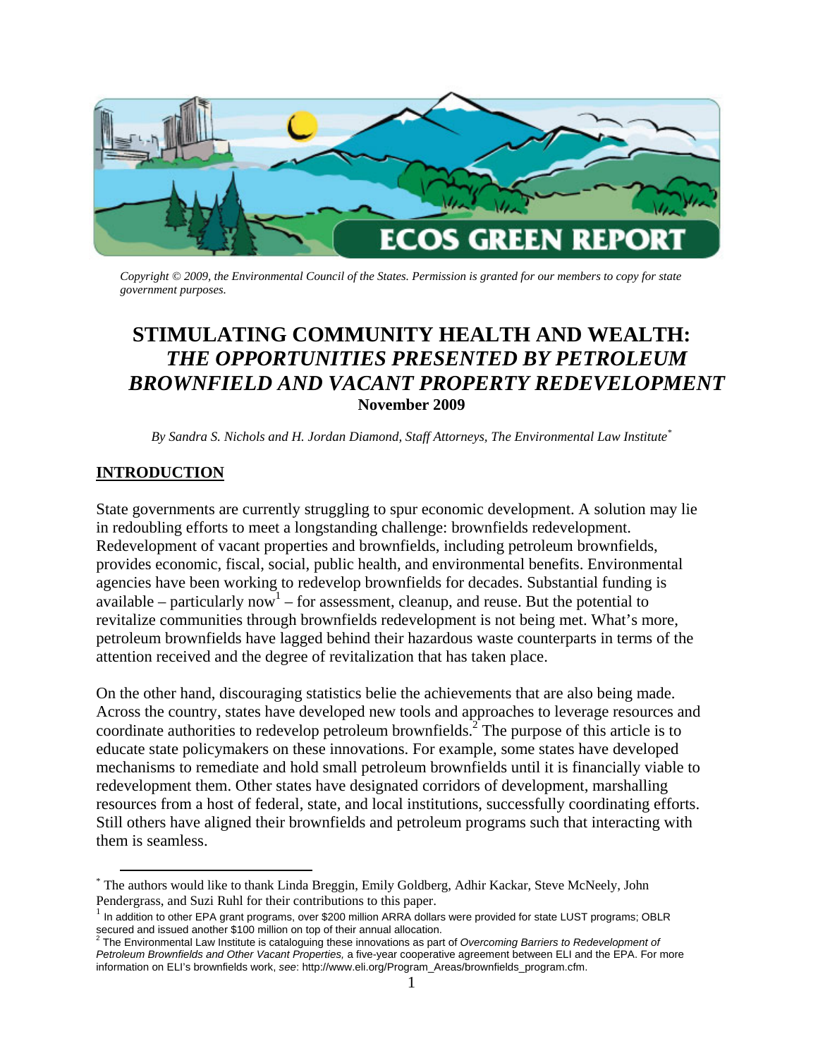Copyright © 2009, the Environmental Council of the States. Permission is granted for our members to copy for state government purposes.

# STIMULATING COMMUNITY HEALTH AND WEALTH: *THE OPPORTUNITIES PRESENTED BY PETROLEUM BROWNFIELD AND VACANT PROPERTY REDEVELOPMENT*

**November 2009**

*By Sandra S. Nichols and H. Jordan Diamond, Staff Attorneys, The Environmental Law Institute*[*]

## INTRODUCTION

State governments are currently struggling to spur economic development. A solution may lie in redoubling efforts to meet a longstanding challenge: brownfields redevelopment. Redevelopment of vacant properties and brownfields, including petroleum brownfields, provides economic, fiscal, social, public health, and environmental benefits. Environmental agencies have been working to redevelop brownfields for decades. Substantial funding is available – particularly now[1] – for assessment, cleanup, and reuse. But the potential to revitalize communities through brownfields redevelopment is not being met. What's more, petroleum brownfields have lagged behind their hazardous waste counterparts in terms of the attention received and the degree of revitalization that has taken place.

On the other hand, discouraging statistics belie the achievements that are also being made. Across the country, states have developed new tools and approaches to leverage resources and coordinate authorities to redevelop petroleum brownfields.[2] The purpose of this article is to educate state policymakers on these innovations. For example, some states have developed mechanisms to remediate and hold small petroleum brownfields until it is financially viable to redevelopment them. Other states have designated corridors of development, marshalling resources from a host of federal, state, and local institutions, successfully coordinating efforts. Still others have aligned their brownfields and petroleum programs such that interacting with them is seamless.

---

[*] The authors would like to thank Linda Breggin, Emily Goldberg, Adhir Kackar, Steve McNeely, John Pendergrass, and Suzi Ruhl for their contributions to this paper.

[1] In addition to other EPA grant programs, over $200 million ARRA dollars were provided for state LUST programs; OBLR secured and issued another $100 million on top of their annual allocation.

[2] The Environmental Law Institute is cataloguing these innovations as part of *Overcoming Barriers to Redevelopment of Petroleum Brownfields and Other Vacant Properties,* a five-year cooperative agreement between ELI and the EPA. For more information on ELI's brownfields work, *see*: http://www.eli.org/Program_Areas/brownfields_program.cfm.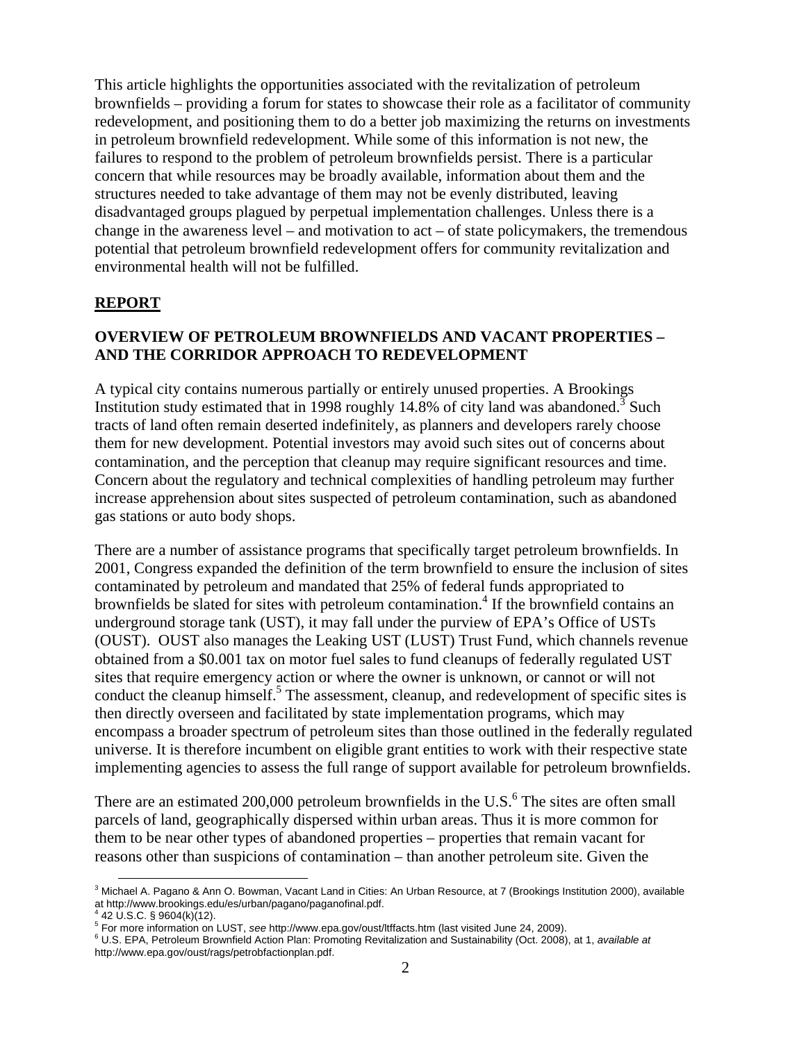This article highlights the opportunities associated with the revitalization of petroleum brownfields – providing a forum for states to showcase their role as a facilitator of community redevelopment, and positioning them to do a better job maximizing the returns on investments in petroleum brownfield redevelopment. While some of this information is not new, the failures to respond to the problem of petroleum brownfields persist. There is a particular concern that while resources may be broadly available, information about them and the structures needed to take advantage of them may not be evenly distributed, leaving disadvantaged groups plagued by perpetual implementation challenges. Unless there is a change in the awareness level – and motivation to act – of state policymakers, the tremendous potential that petroleum brownfield redevelopment offers for community revitalization and environmental health will not be fulfilled.

## **REPORT**

### OVERVIEW OF PETROLEUM BROWNFIELDS AND VACANT PROPERTIES – AND THE CORRIDOR APPROACH TO REDEVELOPMENT

A typical city contains numerous partially or entirely unused properties. A Brookings Institution study estimated that in 1998 roughly 14.8% of city land was abandoned.[3] Such tracts of land often remain deserted indefinitely, as planners and developers rarely choose them for new development. Potential investors may avoid such sites out of concerns about contamination, and the perception that cleanup may require significant resources and time. Concern about the regulatory and technical complexities of handling petroleum may further increase apprehension about sites suspected of petroleum contamination, such as abandoned gas stations or auto body shops.

There are a number of assistance programs that specifically target petroleum brownfields. In 2001, Congress expanded the definition of the term brownfield to ensure the inclusion of sites contaminated by petroleum and mandated that 25% of federal funds appropriated to brownfields be slated for sites with petroleum contamination.[4] If the brownfield contains an underground storage tank (UST), it may fall under the purview of EPA's Office of USTs (OUST). OUST also manages the Leaking UST (LUST) Trust Fund, which channels revenue obtained from a \$0.001 tax on motor fuel sales to fund cleanups of federally regulated UST sites that require emergency action or where the owner is unknown, or cannot or will not conduct the cleanup himself.[5] The assessment, cleanup, and redevelopment of specific sites is then directly overseen and facilitated by state implementation programs, which may encompass a broader spectrum of petroleum sites than those outlined in the federally regulated universe. It is therefore incumbent on eligible grant entities to work with their respective state implementing agencies to assess the full range of support available for petroleum brownfields.

There are an estimated 200,000 petroleum brownfields in the U.S.[6] The sites are often small parcels of land, geographically dispersed within urban areas. Thus it is more common for them to be near other types of abandoned properties – properties that remain vacant for reasons other than suspicions of contamination – than another petroleum site. Given the

---

[3] Michael A. Pagano & Ann O. Bowman, Vacant Land in Cities: An Urban Resource, at 7 (Brookings Institution 2000), available at http://www.brookings.edu/es/urban/pagano/paganofinal.pdf.

[4] 42 U.S.C. § 9604(k)(12).

[5] For more information on LUST, *see* http://www.epa.gov/oust/ltffacts.htm (last visited June 24, 2009).

[6] U.S. EPA, Petroleum Brownfield Action Plan: Promoting Revitalization and Sustainability (Oct. 2008), at 1, *available at* http://www.epa.gov/oust/rags/petrobfactionplan.pdf.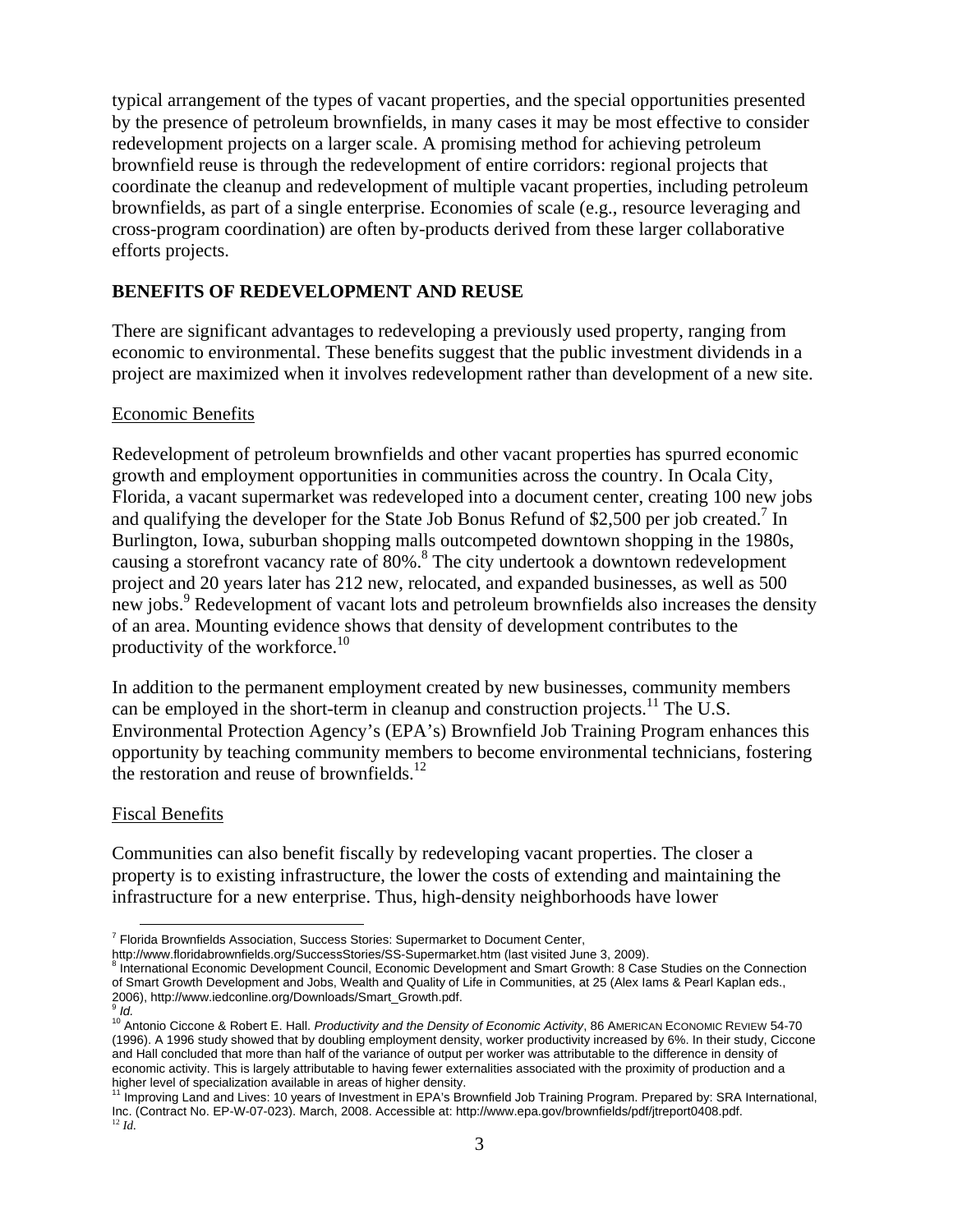typical arrangement of the types of vacant properties, and the special opportunities presented by the presence of petroleum brownfields, in many cases it may be most effective to consider redevelopment projects on a larger scale. A promising method for achieving petroleum brownfield reuse is through the redevelopment of entire corridors: regional projects that coordinate the cleanup and redevelopment of multiple vacant properties, including petroleum brownfields, as part of a single enterprise. Economies of scale (e.g., resource leveraging and cross-program coordination) are often by-products derived from these larger collaborative efforts projects.

## BENEFITS OF REDEVELOPMENT AND REUSE

There are significant advantages to redeveloping a previously used property, ranging from economic to environmental. These benefits suggest that the public investment dividends in a project are maximized when it involves redevelopment rather than development of a new site.

### Economic Benefits

Redevelopment of petroleum brownfields and other vacant properties has spurred economic growth and employment opportunities in communities across the country. In Ocala City, Florida, a vacant supermarket was redeveloped into a document center, creating 100 new jobs and qualifying the developer for the State Job Bonus Refund of $2,500 per job created.[7] In Burlington, Iowa, suburban shopping malls outcompeted downtown shopping in the 1980s, causing a storefront vacancy rate of 80%.[8] The city undertook a downtown redevelopment project and 20 years later has 212 new, relocated, and expanded businesses, as well as 500 new jobs.[9] Redevelopment of vacant lots and petroleum brownfields also increases the density of an area. Mounting evidence shows that density of development contributes to the productivity of the workforce.[10]

In addition to the permanent employment created by new businesses, community members can be employed in the short-term in cleanup and construction projects.[11] The U.S. Environmental Protection Agency's (EPA's) Brownfield Job Training Program enhances this opportunity by teaching community members to become environmental technicians, fostering the restoration and reuse of brownfields.[12]

### Fiscal Benefits

Communities can also benefit fiscally by redeveloping vacant properties. The closer a property is to existing infrastructure, the lower the costs of extending and maintaining the infrastructure for a new enterprise. Thus, high-density neighborhoods have lower

---

[7] Florida Brownfields Association, Success Stories: Supermarket to Document Center, http://www.floridabrownfields.org/SuccessStories/SS-Supermarket.htm (last visited June 3, 2009).

[8] International Economic Development Council, Economic Development and Smart Growth: 8 Case Studies on the Connection of Smart Growth Development and Jobs, Wealth and Quality of Life in Communities, at 25 (Alex Iams & Pearl Kaplan eds., 2006), http://www.iedconline.org/Downloads/Smart_Growth.pdf.

[9] *Id.*

[10] Antonio Ciccone & Robert E. Hall. *Productivity and the Density of Economic Activity*, 86 AMERICAN ECONOMIC REVIEW 54-70 (1996). A 1996 study showed that by doubling employment density, worker productivity increased by 6%. In their study, Ciccone and Hall concluded that more than half of the variance of output per worker was attributable to the difference in density of economic activity. This is largely attributable to having fewer externalities associated with the proximity of production and a higher level of specialization available in areas of higher density.

[11] Improving Land and Lives: 10 years of Investment in EPA's Brownfield Job Training Program. Prepared by: SRA International, Inc. (Contract No. EP-W-07-023). March, 2008. Accessible at: http://www.epa.gov/brownfields/pdf/jtreport0408.pdf.

[12] *Id.*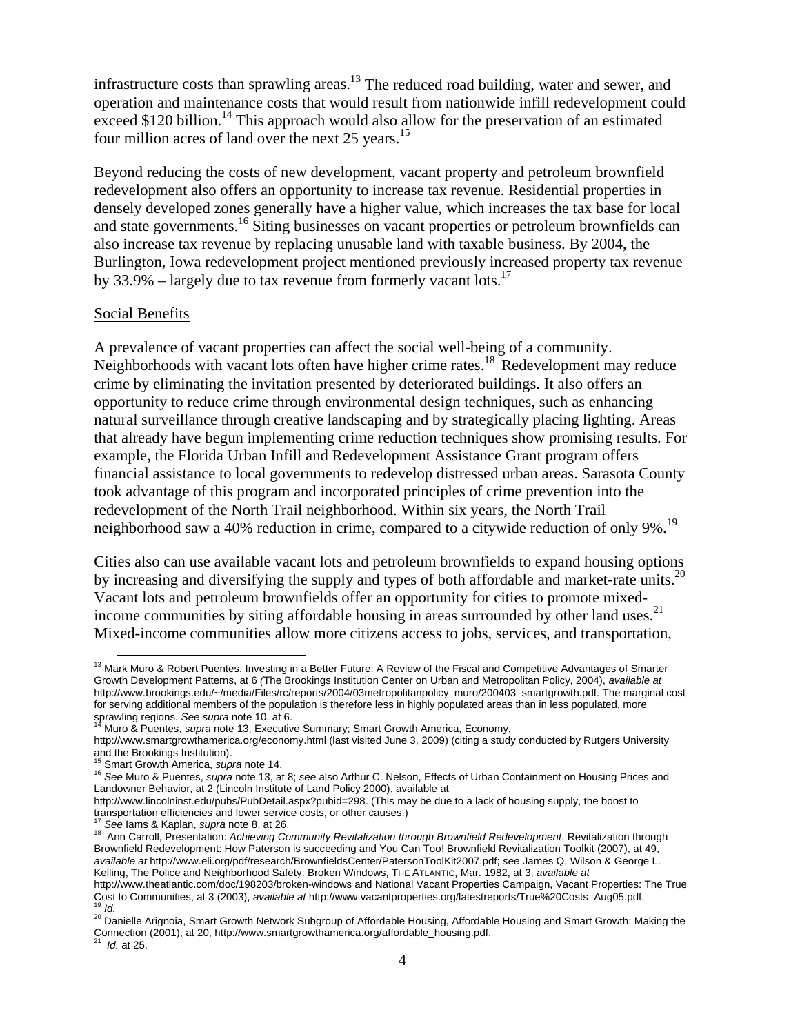infrastructure costs than sprawling areas.[13] The reduced road building, water and sewer, and operation and maintenance costs that would result from nationwide infill redevelopment could exceed $120 billion.[14] This approach would also allow for the preservation of an estimated four million acres of land over the next 25 years.[15]

Beyond reducing the costs of new development, vacant property and petroleum brownfield redevelopment also offers an opportunity to increase tax revenue. Residential properties in densely developed zones generally have a higher value, which increases the tax base for local and state governments.[16] Siting businesses on vacant properties or petroleum brownfields can also increase tax revenue by replacing unusable land with taxable business. By 2004, the Burlington, Iowa redevelopment project mentioned previously increased property tax revenue by 33.9% – largely due to tax revenue from formerly vacant lots.[17]

<u>Social Benefits</u>

A prevalence of vacant properties can affect the social well-being of a community. Neighborhoods with vacant lots often have higher crime rates.[18] Redevelopment may reduce crime by eliminating the invitation presented by deteriorated buildings. It also offers an opportunity to reduce crime through environmental design techniques, such as enhancing natural surveillance through creative landscaping and by strategically placing lighting. Areas that already have begun implementing crime reduction techniques show promising results. For example, the Florida Urban Infill and Redevelopment Assistance Grant program offers financial assistance to local governments to redevelop distressed urban areas. Sarasota County took advantage of this program and incorporated principles of crime prevention into the redevelopment of the North Trail neighborhood. Within six years, the North Trail neighborhood saw a 40% reduction in crime, compared to a citywide reduction of only 9%.[19]

Cities also can use available vacant lots and petroleum brownfields to expand housing options by increasing and diversifying the supply and types of both affordable and market-rate units.[20] Vacant lots and petroleum brownfields offer an opportunity for cities to promote mixed-income communities by siting affordable housing in areas surrounded by other land uses.[21] Mixed-income communities allow more citizens access to jobs, services, and transportation,

---

[13] Mark Muro & Robert Puentes. Investing in a Better Future: A Review of the Fiscal and Competitive Advantages of Smarter Growth Development Patterns, at 6 (The Brookings Institution Center on Urban and Metropolitan Policy, 2004), *available at* http://www.brookings.edu/~/media/Files/rc/reports/2004/03metropolitanpolicy_muro/200403_smartgrowth.pdf. The marginal cost for serving additional members of the population is therefore less in highly populated areas than in less populated, more sprawling regions. *See supra* note 10, at 6.

[14] Muro & Puentes, *supra* note 13, Executive Summary; Smart Growth America, Economy, http://www.smartgrowthamerica.org/economy.html (last visited June 3, 2009) (citing a study conducted by Rutgers University and the Brookings Institution).

[15] Smart Growth America, *supra* note 14.

[16] *See* Muro & Puentes, *supra* note 13, at 8; *see* also Arthur C. Nelson, Effects of Urban Containment on Housing Prices and Landowner Behavior, at 2 (Lincoln Institute of Land Policy 2000), available at http://www.lincolninst.edu/pubs/PubDetail.aspx?pubid=298. (This may be due to a lack of housing supply, the boost to transportation efficiencies and lower service costs, or other causes.)

[17] *See* Iams & Kaplan, *supra* note 8, at 26.

[18] Ann Carroll, Presentation: *Achieving Community Revitalization through Brownfield Redevelopment*, Revitalization through Brownfield Redevelopment: How Paterson is succeeding and You Can Too! Brownfield Revitalization Toolkit (2007), at 49, *available at* http://www.eli.org/pdf/research/BrownfieldsCenter/PatersonToolKit2007.pdf; *see* James Q. Wilson & George L. Kelling, The Police and Neighborhood Safety: Broken Windows, THE ATLANTIC, Mar. 1982, at 3, *available at* http://www.theatlantic.com/doc/198203/broken-windows and National Vacant Properties Campaign, Vacant Properties: The True Cost to Communities, at 3 (2003), *available at* http://www.vacantproperties.org/latestreports/True%20Costs_Aug05.pdf.

[19] *Id.*

[20] Danielle Arignoia, Smart Growth Network Subgroup of Affordable Housing, Affordable Housing and Smart Growth: Making the Connection (2001), at 20, http://www.smartgrowthamerica.org/affordable_housing.pdf.

[21] *Id.* at 25.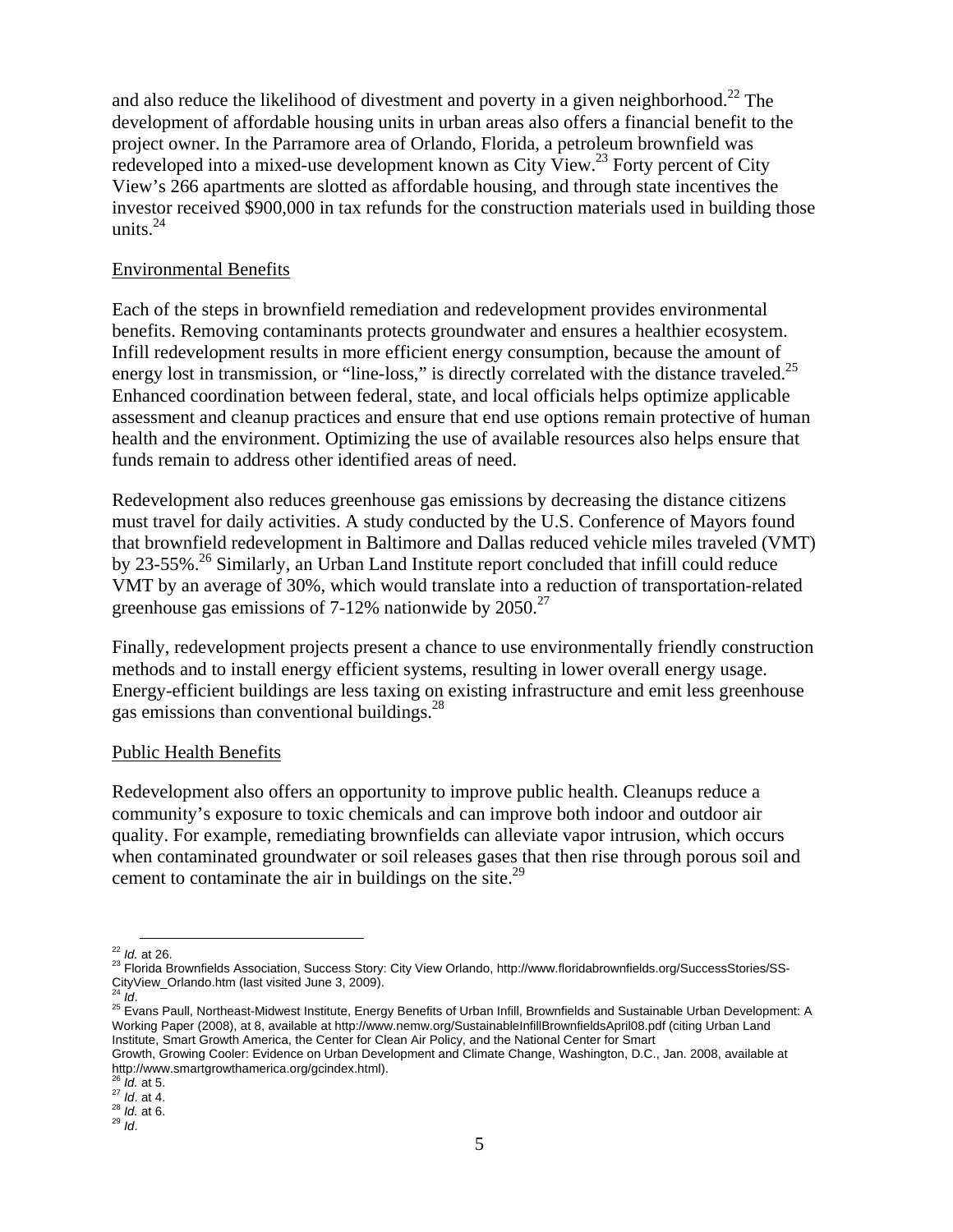and also reduce the likelihood of divestment and poverty in a given neighborhood.[22] The development of affordable housing units in urban areas also offers a financial benefit to the project owner. In the Parramore area of Orlando, Florida, a petroleum brownfield was redeveloped into a mixed-use development known as City View.[23] Forty percent of City View's 266 apartments are slotted as affordable housing, and through state incentives the investor received $900,000 in tax refunds for the construction materials used in building those units.[24]

### Environmental Benefits

Each of the steps in brownfield remediation and redevelopment provides environmental benefits. Removing contaminants protects groundwater and ensures a healthier ecosystem. Infill redevelopment results in more efficient energy consumption, because the amount of energy lost in transmission, or "line-loss," is directly correlated with the distance traveled.[25] Enhanced coordination between federal, state, and local officials helps optimize applicable assessment and cleanup practices and ensure that end use options remain protective of human health and the environment. Optimizing the use of available resources also helps ensure that funds remain to address other identified areas of need.

Redevelopment also reduces greenhouse gas emissions by decreasing the distance citizens must travel for daily activities. A study conducted by the U.S. Conference of Mayors found that brownfield redevelopment in Baltimore and Dallas reduced vehicle miles traveled (VMT) by 23-55%.[26] Similarly, an Urban Land Institute report concluded that infill could reduce VMT by an average of 30%, which would translate into a reduction of transportation-related greenhouse gas emissions of 7-12% nationwide by 2050.[27]

Finally, redevelopment projects present a chance to use environmentally friendly construction methods and to install energy efficient systems, resulting in lower overall energy usage. Energy-efficient buildings are less taxing on existing infrastructure and emit less greenhouse gas emissions than conventional buildings.[28]

### Public Health Benefits

Redevelopment also offers an opportunity to improve public health. Cleanups reduce a community's exposure to toxic chemicals and can improve both indoor and outdoor air quality. For example, remediating brownfields can alleviate vapor intrusion, which occurs when contaminated groundwater or soil releases gases that then rise through porous soil and cement to contaminate the air in buildings on the site.[29]

---

[22] *Id.* at 26.
[23] Florida Brownfields Association, Success Story: City View Orlando, http://www.floridabrownfields.org/SuccessStories/SS-CityView_Orlando.htm (last visited June 3, 2009).
[24] *Id*.
[25] Evans Paull, Northeast-Midwest Institute, Energy Benefits of Urban Infill, Brownfields and Sustainable Urban Development: A Working Paper (2008), at 8, available at http://www.nemw.org/SustainableInfillBrownfieldsApril08.pdf (citing Urban Land Institute, Smart Growth America, the Center for Clean Air Policy, and the National Center for Smart Growth, Growing Cooler: Evidence on Urban Development and Climate Change, Washington, D.C., Jan. 2008, available at http://www.smartgrowthamerica.org/gcindex.html).
[26] *Id.* at 5.
[27] *Id*. at 4.
[28] *Id.* at 6.
[29] *Id*.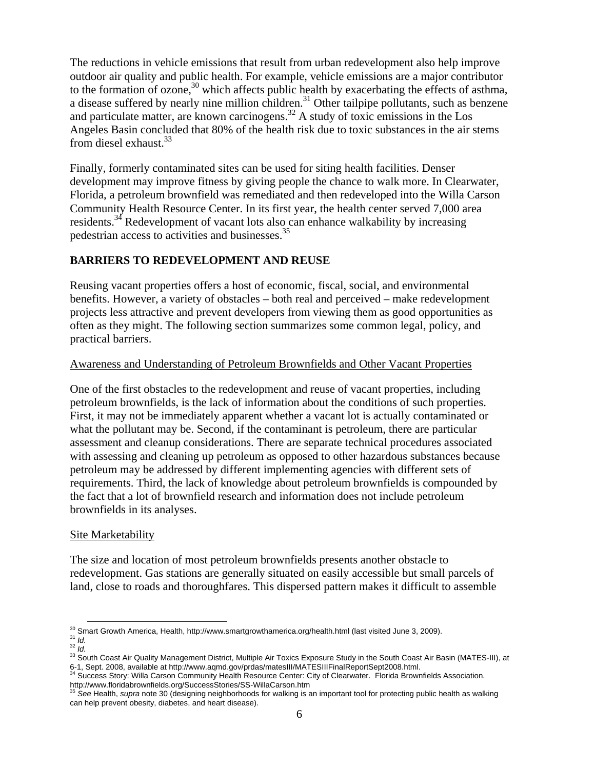The reductions in vehicle emissions that result from urban redevelopment also help improve outdoor air quality and public health. For example, vehicle emissions are a major contributor to the formation of ozone,[30] which affects public health by exacerbating the effects of asthma, a disease suffered by nearly nine million children.[31] Other tailpipe pollutants, such as benzene and particulate matter, are known carcinogens.[32] A study of toxic emissions in the Los Angeles Basin concluded that 80% of the health risk due to toxic substances in the air stems from diesel exhaust.[33]

Finally, formerly contaminated sites can be used for siting health facilities. Denser development may improve fitness by giving people the chance to walk more. In Clearwater, Florida, a petroleum brownfield was remediated and then redeveloped into the Willa Carson Community Health Resource Center. In its first year, the health center served 7,000 area residents.[34] Redevelopment of vacant lots also can enhance walkability by increasing pedestrian access to activities and businesses.[35]

## BARRIERS TO REDEVELOPMENT AND REUSE

Reusing vacant properties offers a host of economic, fiscal, social, and environmental benefits. However, a variety of obstacles – both real and perceived – make redevelopment projects less attractive and prevent developers from viewing them as good opportunities as often as they might. The following section summarizes some common legal, policy, and practical barriers.

### Awareness and Understanding of Petroleum Brownfields and Other Vacant Properties

One of the first obstacles to the redevelopment and reuse of vacant properties, including petroleum brownfields, is the lack of information about the conditions of such properties. First, it may not be immediately apparent whether a vacant lot is actually contaminated or what the pollutant may be. Second, if the contaminant is petroleum, there are particular assessment and cleanup considerations. There are separate technical procedures associated with assessing and cleaning up petroleum as opposed to other hazardous substances because petroleum may be addressed by different implementing agencies with different sets of requirements. Third, the lack of knowledge about petroleum brownfields is compounded by the fact that a lot of brownfield research and information does not include petroleum brownfields in its analyses.

### Site Marketability

The size and location of most petroleum brownfields presents another obstacle to redevelopment. Gas stations are generally situated on easily accessible but small parcels of land, close to roads and thoroughfares. This dispersed pattern makes it difficult to assemble

---

[30] Smart Growth America, Health, http://www.smartgrowthamerica.org/health.html (last visited June 3, 2009).

[31] *Id.*

[32] *Id.*

[33] South Coast Air Quality Management District, Multiple Air Toxics Exposure Study in the South Coast Air Basin (MATES-III), at 6-1, Sept. 2008, available at http://www.aqmd.gov/prdas/matesIII/MATESIIIFinalReportSept2008.html.

[34] Success Story: Willa Carson Community Health Resource Center: City of Clearwater. Florida Brownfields Association. http://www.floridabrownfields.org/SuccessStories/SS-WillaCarson.htm

[35] *See* Health, *supra* note 30 (designing neighborhoods for walking is an important tool for protecting public health as walking can help prevent obesity, diabetes, and heart disease).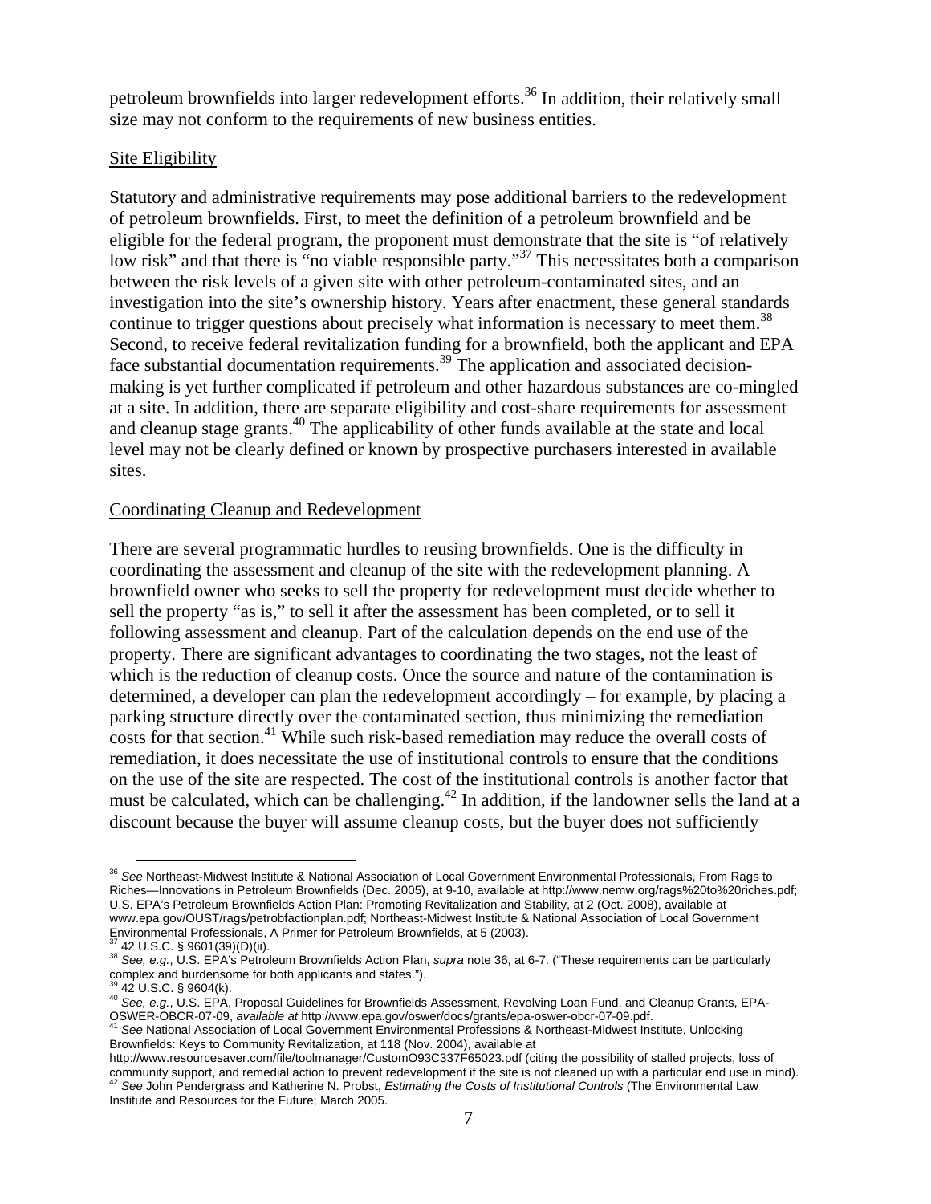petroleum brownfields into larger redevelopment efforts.[36] In addition, their relatively small size may not conform to the requirements of new business entities.

Site Eligibility

Statutory and administrative requirements may pose additional barriers to the redevelopment of petroleum brownfields. First, to meet the definition of a petroleum brownfield and be eligible for the federal program, the proponent must demonstrate that the site is "of relatively low risk" and that there is "no viable responsible party."[37] This necessitates both a comparison between the risk levels of a given site with other petroleum-contaminated sites, and an investigation into the site's ownership history. Years after enactment, these general standards continue to trigger questions about precisely what information is necessary to meet them.[38] Second, to receive federal revitalization funding for a brownfield, both the applicant and EPA face substantial documentation requirements.[39] The application and associated decision-making is yet further complicated if petroleum and other hazardous substances are co-mingled at a site. In addition, there are separate eligibility and cost-share requirements for assessment and cleanup stage grants.[40] The applicability of other funds available at the state and local level may not be clearly defined or known by prospective purchasers interested in available sites.

Coordinating Cleanup and Redevelopment

There are several programmatic hurdles to reusing brownfields. One is the difficulty in coordinating the assessment and cleanup of the site with the redevelopment planning. A brownfield owner who seeks to sell the property for redevelopment must decide whether to sell the property "as is," to sell it after the assessment has been completed, or to sell it following assessment and cleanup. Part of the calculation depends on the end use of the property. There are significant advantages to coordinating the two stages, not the least of which is the reduction of cleanup costs. Once the source and nature of the contamination is determined, a developer can plan the redevelopment accordingly – for example, by placing a parking structure directly over the contaminated section, thus minimizing the remediation costs for that section.[41] While such risk-based remediation may reduce the overall costs of remediation, it does necessitate the use of institutional controls to ensure that the conditions on the use of the site are respected. The cost of the institutional controls is another factor that must be calculated, which can be challenging.[42] In addition, if the landowner sells the land at a discount because the buyer will assume cleanup costs, but the buyer does not sufficiently

---

[36] *See* Northeast-Midwest Institute & National Association of Local Government Environmental Professionals, From Rags to Riches—Innovations in Petroleum Brownfields (Dec. 2005), at 9-10, available at http://www.nemw.org/rags%20to%20riches.pdf; U.S. EPA's Petroleum Brownfields Action Plan: Promoting Revitalization and Stability, at 2 (Oct. 2008), available at www.epa.gov/OUST/rags/petrobfactionplan.pdf; Northeast-Midwest Institute & National Association of Local Government Environmental Professionals, A Primer for Petroleum Brownfields, at 5 (2003).

[37] 42 U.S.C. § 9601(39)(D)(ii).

[38] *See, e.g.*, U.S. EPA's Petroleum Brownfields Action Plan, *supra* note 36, at 6-7. ("These requirements can be particularly complex and burdensome for both applicants and states.").

[39] 42 U.S.C. § 9604(k).

[40] *See, e.g.*, U.S. EPA, Proposal Guidelines for Brownfields Assessment, Revolving Loan Fund, and Cleanup Grants, EPA-OSWER-OBCR-07-09, *available at* http://www.epa.gov/oswer/docs/grants/epa-oswer-obcr-07-09.pdf.

[41] *See* National Association of Local Government Environmental Professions & Northeast-Midwest Institute, Unlocking Brownfields: Keys to Community Revitalization, at 118 (Nov. 2004), available at http://www.resourcesaver.com/file/toolmanager/CustomO93C337F65023.pdf (citing the possibility of stalled projects, loss of community support, and remedial action to prevent redevelopment if the site is not cleaned up with a particular end use in mind).

[42] *See* John Pendergrass and Katherine N. Probst, *Estimating the Costs of Institutional Controls* (The Environmental Law Institute and Resources for the Future; March 2005.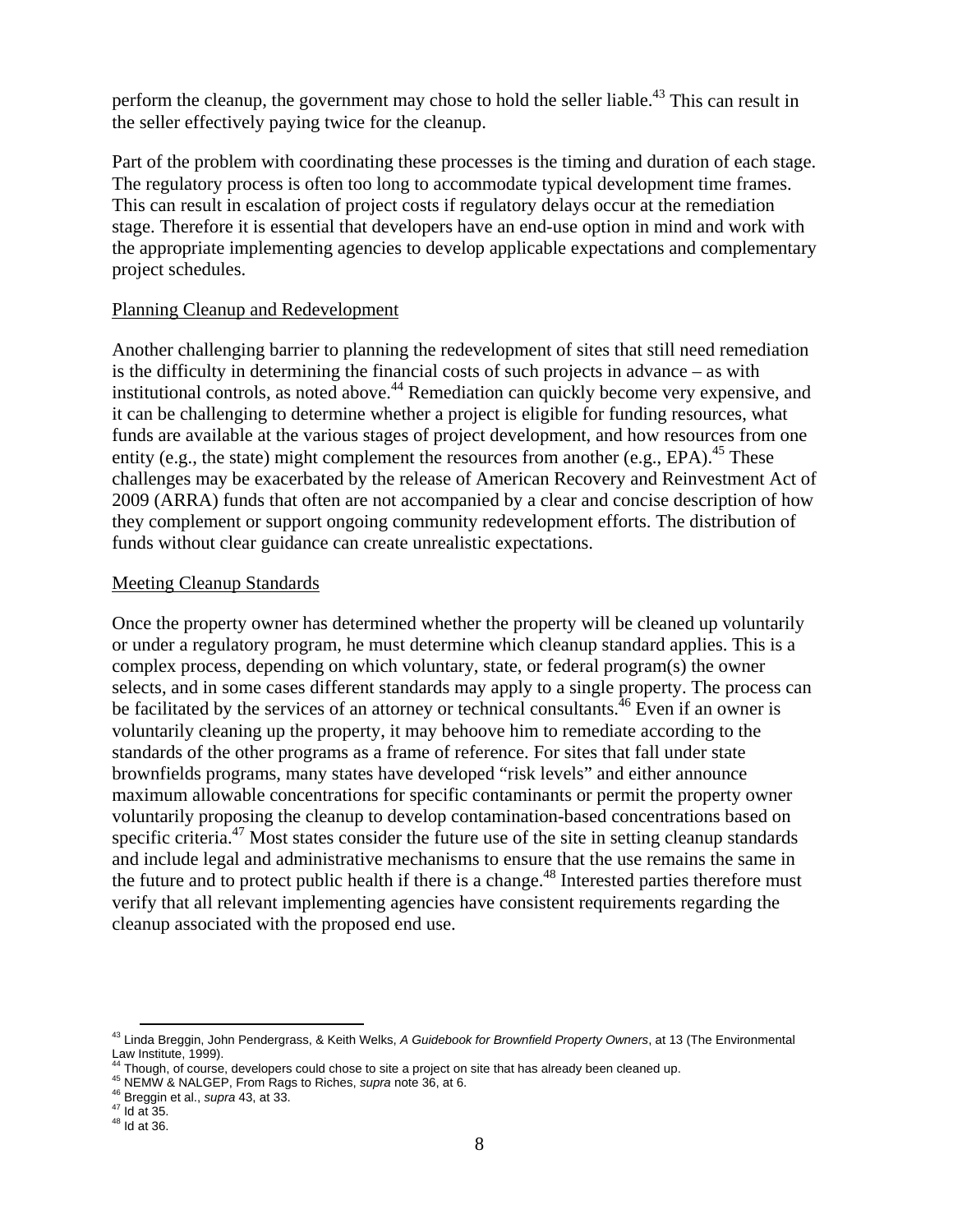perform the cleanup, the government may chose to hold the seller liable.[43] This can result in the seller effectively paying twice for the cleanup.

Part of the problem with coordinating these processes is the timing and duration of each stage. The regulatory process is often too long to accommodate typical development time frames. This can result in escalation of project costs if regulatory delays occur at the remediation stage. Therefore it is essential that developers have an end-use option in mind and work with the appropriate implementing agencies to develop applicable expectations and complementary project schedules.

Planning Cleanup and Redevelopment

Another challenging barrier to planning the redevelopment of sites that still need remediation is the difficulty in determining the financial costs of such projects in advance – as with institutional controls, as noted above.[44] Remediation can quickly become very expensive, and it can be challenging to determine whether a project is eligible for funding resources, what funds are available at the various stages of project development, and how resources from one entity (e.g., the state) might complement the resources from another (e.g., EPA).[45] These challenges may be exacerbated by the release of American Recovery and Reinvestment Act of 2009 (ARRA) funds that often are not accompanied by a clear and concise description of how they complement or support ongoing community redevelopment efforts. The distribution of funds without clear guidance can create unrealistic expectations.

Meeting Cleanup Standards

Once the property owner has determined whether the property will be cleaned up voluntarily or under a regulatory program, he must determine which cleanup standard applies. This is a complex process, depending on which voluntary, state, or federal program(s) the owner selects, and in some cases different standards may apply to a single property. The process can be facilitated by the services of an attorney or technical consultants.[46] Even if an owner is voluntarily cleaning up the property, it may behoove him to remediate according to the standards of the other programs as a frame of reference. For sites that fall under state brownfields programs, many states have developed "risk levels" and either announce maximum allowable concentrations for specific contaminants or permit the property owner voluntarily proposing the cleanup to develop contamination-based concentrations based on specific criteria.[47] Most states consider the future use of the site in setting cleanup standards and include legal and administrative mechanisms to ensure that the use remains the same in the future and to protect public health if there is a change.[48] Interested parties therefore must verify that all relevant implementing agencies have consistent requirements regarding the cleanup associated with the proposed end use.

---

[43] Linda Breggin, John Pendergrass, & Keith Welks, *A Guidebook for Brownfield Property Owners*, at 13 (The Environmental Law Institute, 1999).

[44] Though, of course, developers could chose to site a project on site that has already been cleaned up.

[45] NEMW & NALGEP, From Rags to Riches, *supra* note 36, at 6.

[46] Breggin et al., *supra* 43, at 33.

[47] Id at 35.

[48] Id at 36.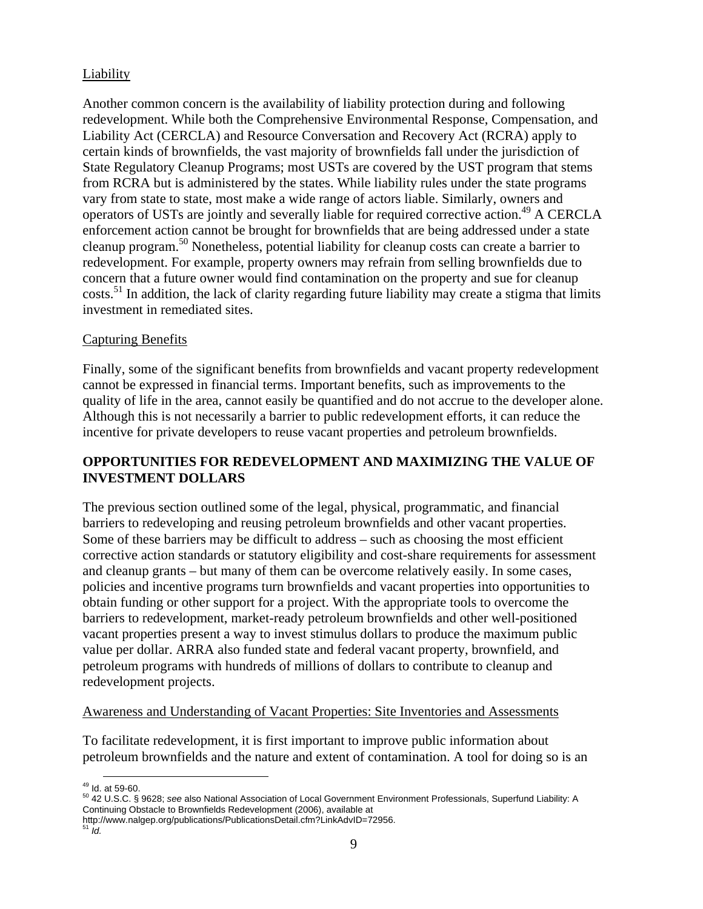Liability

Another common concern is the availability of liability protection during and following redevelopment. While both the Comprehensive Environmental Response, Compensation, and Liability Act (CERCLA) and Resource Conversation and Recovery Act (RCRA) apply to certain kinds of brownfields, the vast majority of brownfields fall under the jurisdiction of State Regulatory Cleanup Programs; most USTs are covered by the UST program that stems from RCRA but is administered by the states. While liability rules under the state programs vary from state to state, most make a wide range of actors liable. Similarly, owners and operators of USTs are jointly and severally liable for required corrective action.[49] A CERCLA enforcement action cannot be brought for brownfields that are being addressed under a state cleanup program.[50] Nonetheless, potential liability for cleanup costs can create a barrier to redevelopment. For example, property owners may refrain from selling brownfields due to concern that a future owner would find contamination on the property and sue for cleanup costs.[51] In addition, the lack of clarity regarding future liability may create a stigma that limits investment in remediated sites.

Capturing Benefits

Finally, some of the significant benefits from brownfields and vacant property redevelopment cannot be expressed in financial terms. Important benefits, such as improvements to the quality of life in the area, cannot easily be quantified and do not accrue to the developer alone. Although this is not necessarily a barrier to public redevelopment efforts, it can reduce the incentive for private developers to reuse vacant properties and petroleum brownfields.

**OPPORTUNITIES FOR REDEVELOPMENT AND MAXIMIZING THE VALUE OF INVESTMENT DOLLARS**

The previous section outlined some of the legal, physical, programmatic, and financial barriers to redeveloping and reusing petroleum brownfields and other vacant properties. Some of these barriers may be difficult to address – such as choosing the most efficient corrective action standards or statutory eligibility and cost-share requirements for assessment and cleanup grants – but many of them can be overcome relatively easily. In some cases, policies and incentive programs turn brownfields and vacant properties into opportunities to obtain funding or other support for a project. With the appropriate tools to overcome the barriers to redevelopment, market-ready petroleum brownfields and other well-positioned vacant properties present a way to invest stimulus dollars to produce the maximum public value per dollar. ARRA also funded state and federal vacant property, brownfield, and petroleum programs with hundreds of millions of dollars to contribute to cleanup and redevelopment projects.

Awareness and Understanding of Vacant Properties: Site Inventories and Assessments

To facilitate redevelopment, it is first important to improve public information about petroleum brownfields and the nature and extent of contamination. A tool for doing so is an

[49] Id. at 59-60.
[50] 42 U.S.C. § 9628; *see* also National Association of Local Government Environment Professionals, Superfund Liability: A Continuing Obstacle to Brownfields Redevelopment (2006), available at http://www.nalgep.org/publications/PublicationsDetail.cfm?LinkAdvID=72956.
[51] *Id.*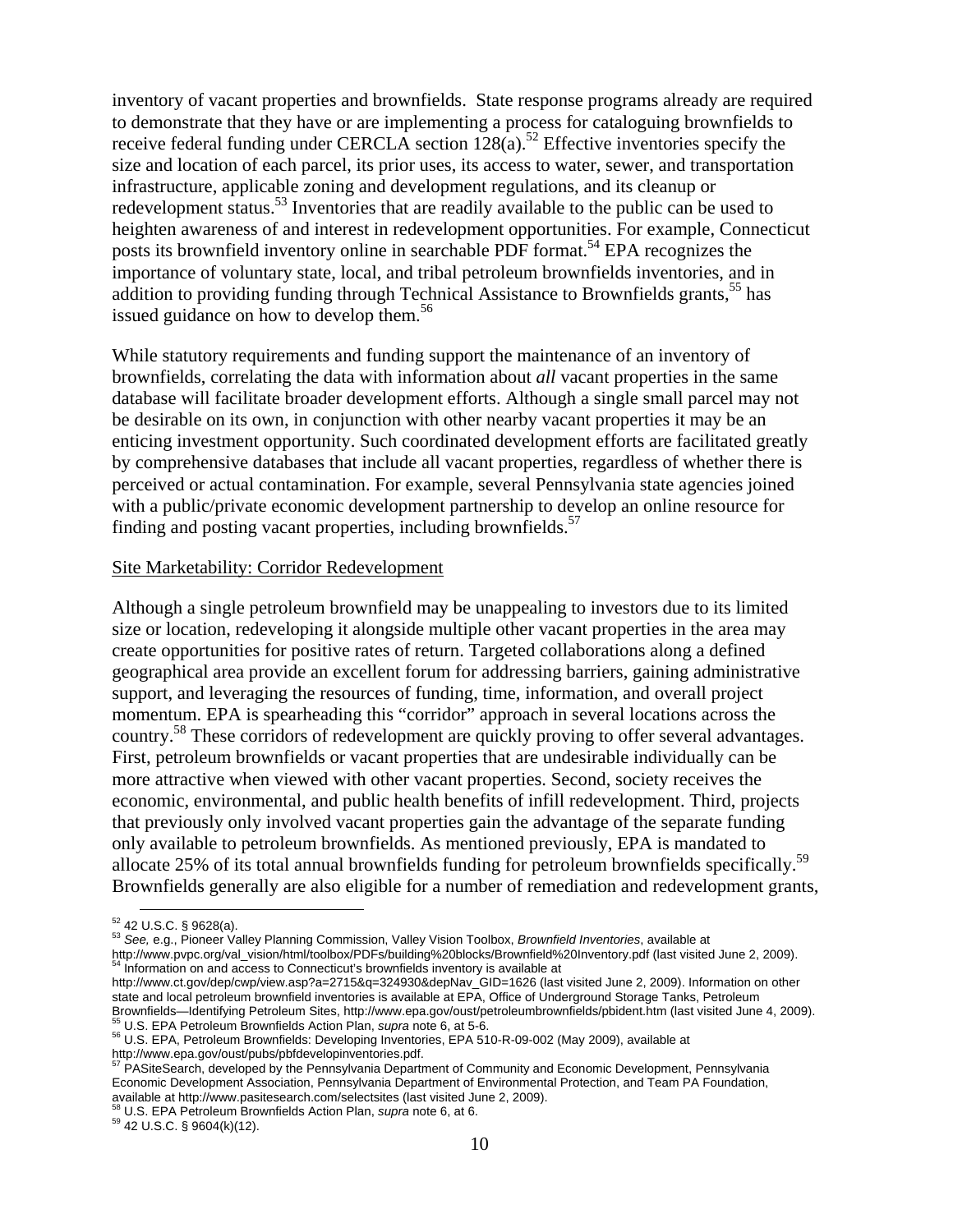inventory of vacant properties and brownfields. State response programs already are required to demonstrate that they have or are implementing a process for cataloguing brownfields to receive federal funding under CERCLA section 128(a).[52] Effective inventories specify the size and location of each parcel, its prior uses, its access to water, sewer, and transportation infrastructure, applicable zoning and development regulations, and its cleanup or redevelopment status.[53] Inventories that are readily available to the public can be used to heighten awareness of and interest in redevelopment opportunities. For example, Connecticut posts its brownfield inventory online in searchable PDF format.[54] EPA recognizes the importance of voluntary state, local, and tribal petroleum brownfields inventories, and in addition to providing funding through Technical Assistance to Brownfields grants,[55] has issued guidance on how to develop them.[56]

While statutory requirements and funding support the maintenance of an inventory of brownfields, correlating the data with information about *all* vacant properties in the same database will facilitate broader development efforts. Although a single small parcel may not be desirable on its own, in conjunction with other nearby vacant properties it may be an enticing investment opportunity. Such coordinated development efforts are facilitated greatly by comprehensive databases that include all vacant properties, regardless of whether there is perceived or actual contamination. For example, several Pennsylvania state agencies joined with a public/private economic development partnership to develop an online resource for finding and posting vacant properties, including brownfields.[57]

Site Marketability: Corridor Redevelopment

Although a single petroleum brownfield may be unappealing to investors due to its limited size or location, redeveloping it alongside multiple other vacant properties in the area may create opportunities for positive rates of return. Targeted collaborations along a defined geographical area provide an excellent forum for addressing barriers, gaining administrative support, and leveraging the resources of funding, time, information, and overall project momentum. EPA is spearheading this "corridor" approach in several locations across the country.[58] These corridors of redevelopment are quickly proving to offer several advantages. First, petroleum brownfields or vacant properties that are undesirable individually can be more attractive when viewed with other vacant properties. Second, society receives the economic, environmental, and public health benefits of infill redevelopment. Third, projects that previously only involved vacant properties gain the advantage of the separate funding only available to petroleum brownfields. As mentioned previously, EPA is mandated to allocate 25% of its total annual brownfields funding for petroleum brownfields specifically.[59] Brownfields generally are also eligible for a number of remediation and redevelopment grants,

---

[52] 42 U.S.C. § 9628(a).
[53] *See,* e.g., Pioneer Valley Planning Commission, Valley Vision Toolbox, *Brownfield Inventories*, available at http://www.pvpc.org/val_vision/html/toolbox/PDFs/building%20blocks/Brownfield%20Inventory.pdf (last visited June 2, 2009).
[54] Information on and access to Connecticut's brownfields inventory is available at http://www.ct.gov/dep/cwp/view.asp?a=2715&q=324930&depNav_GID=1626 (last visited June 2, 2009). Information on other state and local petroleum brownfield inventories is available at EPA, Office of Underground Storage Tanks, Petroleum Brownfields—Identifying Petroleum Sites, http://www.epa.gov/oust/petroleumbrownfields/pbident.htm (last visited June 4, 2009).
[55] U.S. EPA Petroleum Brownfields Action Plan, *supra* note 6, at 5-6.
[56] U.S. EPA, Petroleum Brownfields: Developing Inventories, EPA 510-R-09-002 (May 2009), available at http://www.epa.gov/oust/pubs/pbfdevelopinventories.pdf.
[57] PASiteSearch, developed by the Pennsylvania Department of Community and Economic Development, Pennsylvania Economic Development Association, Pennsylvania Department of Environmental Protection, and Team PA Foundation, available at http://www.pasitesearch.com/selectsites (last visited June 2, 2009).
[58] U.S. EPA Petroleum Brownfields Action Plan, *supra* note 6, at 6.
[59] 42 U.S.C. § 9604(k)(12).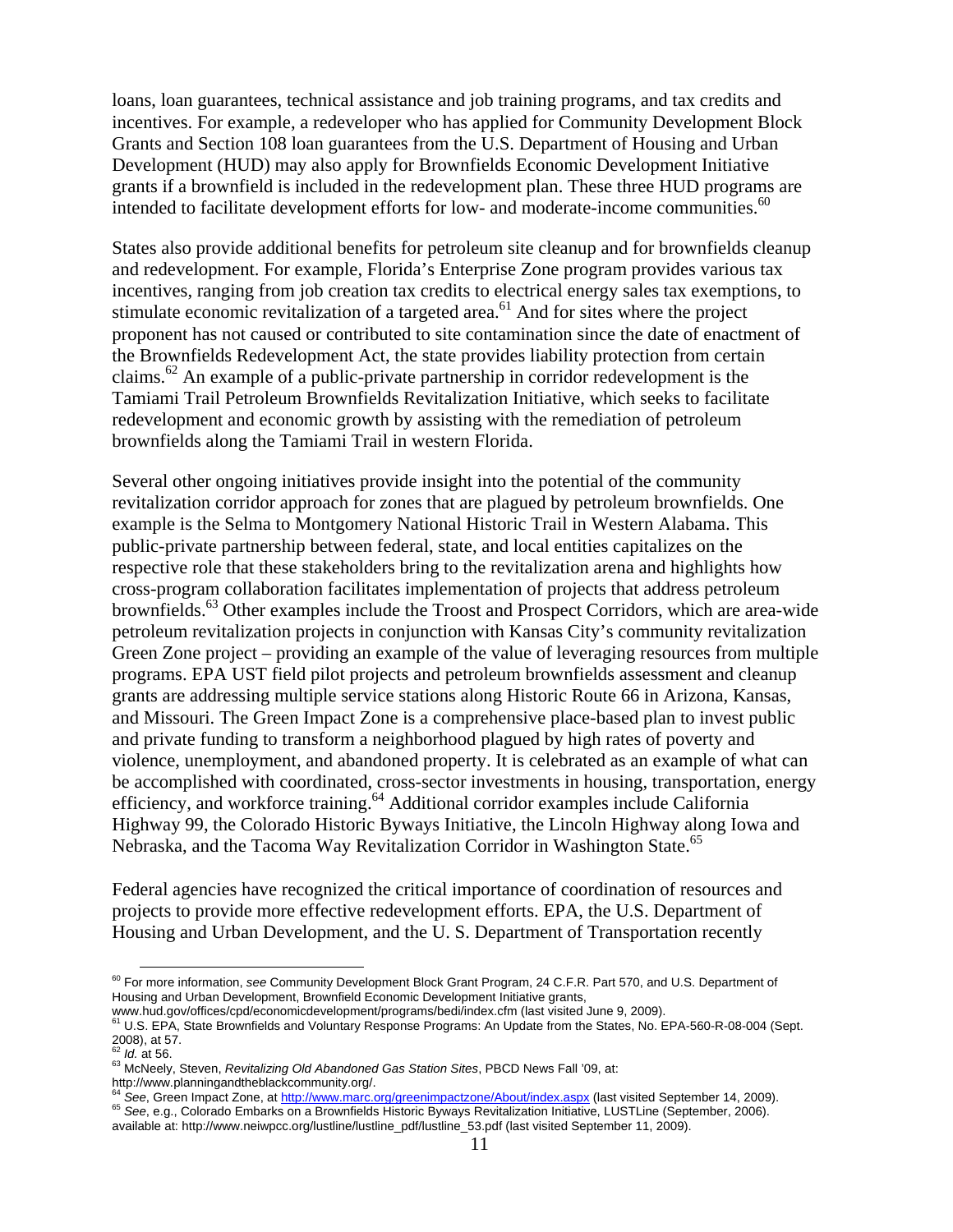loans, loan guarantees, technical assistance and job training programs, and tax credits and incentives. For example, a redeveloper who has applied for Community Development Block Grants and Section 108 loan guarantees from the U.S. Department of Housing and Urban Development (HUD) may also apply for Brownfields Economic Development Initiative grants if a brownfield is included in the redevelopment plan. These three HUD programs are intended to facilitate development efforts for low- and moderate-income communities.[60]

States also provide additional benefits for petroleum site cleanup and for brownfields cleanup and redevelopment. For example, Florida's Enterprise Zone program provides various tax incentives, ranging from job creation tax credits to electrical energy sales tax exemptions, to stimulate economic revitalization of a targeted area.[61] And for sites where the project proponent has not caused or contributed to site contamination since the date of enactment of the Brownfields Redevelopment Act, the state provides liability protection from certain claims.[62] An example of a public-private partnership in corridor redevelopment is the Tamiami Trail Petroleum Brownfields Revitalization Initiative, which seeks to facilitate redevelopment and economic growth by assisting with the remediation of petroleum brownfields along the Tamiami Trail in western Florida.

Several other ongoing initiatives provide insight into the potential of the community revitalization corridor approach for zones that are plagued by petroleum brownfields. One example is the Selma to Montgomery National Historic Trail in Western Alabama. This public-private partnership between federal, state, and local entities capitalizes on the respective role that these stakeholders bring to the revitalization arena and highlights how cross-program collaboration facilitates implementation of projects that address petroleum brownfields.[63] Other examples include the Troost and Prospect Corridors, which are area-wide petroleum revitalization projects in conjunction with Kansas City's community revitalization Green Zone project – providing an example of the value of leveraging resources from multiple programs. EPA UST field pilot projects and petroleum brownfields assessment and cleanup grants are addressing multiple service stations along Historic Route 66 in Arizona, Kansas, and Missouri. The Green Impact Zone is a comprehensive place-based plan to invest public and private funding to transform a neighborhood plagued by high rates of poverty and violence, unemployment, and abandoned property. It is celebrated as an example of what can be accomplished with coordinated, cross-sector investments in housing, transportation, energy efficiency, and workforce training.[64] Additional corridor examples include California Highway 99, the Colorado Historic Byways Initiative, the Lincoln Highway along Iowa and Nebraska, and the Tacoma Way Revitalization Corridor in Washington State.[65]

Federal agencies have recognized the critical importance of coordination of resources and projects to provide more effective redevelopment efforts. EPA, the U.S. Department of Housing and Urban Development, and the U. S. Department of Transportation recently

---

[60] For more information, *see* Community Development Block Grant Program, 24 C.F.R. Part 570, and U.S. Department of Housing and Urban Development, Brownfield Economic Development Initiative grants, www.hud.gov/offices/cpd/economicdevelopment/programs/bedi/index.cfm (last visited June 9, 2009).

[61] U.S. EPA, State Brownfields and Voluntary Response Programs: An Update from the States, No. EPA-560-R-08-004 (Sept. 2008), at 57.

[62] *Id.* at 56.

[63] McNeely, Steven, *Revitalizing Old Abandoned Gas Station Sites*, PBCD News Fall '09, at: http://www.planningandtheblackcommunity.org/.

[64] *See*, Green Impact Zone, at http://www.marc.org/greenimpactzone/About/index.aspx (last visited September 14, 2009).

[65] *See*, e.g., Colorado Embarks on a Brownfields Historic Byways Revitalization Initiative, LUSTLine (September, 2006). available at: http://www.neiwpcc.org/lustline/lustline_pdf/lustline_53.pdf (last visited September 11, 2009).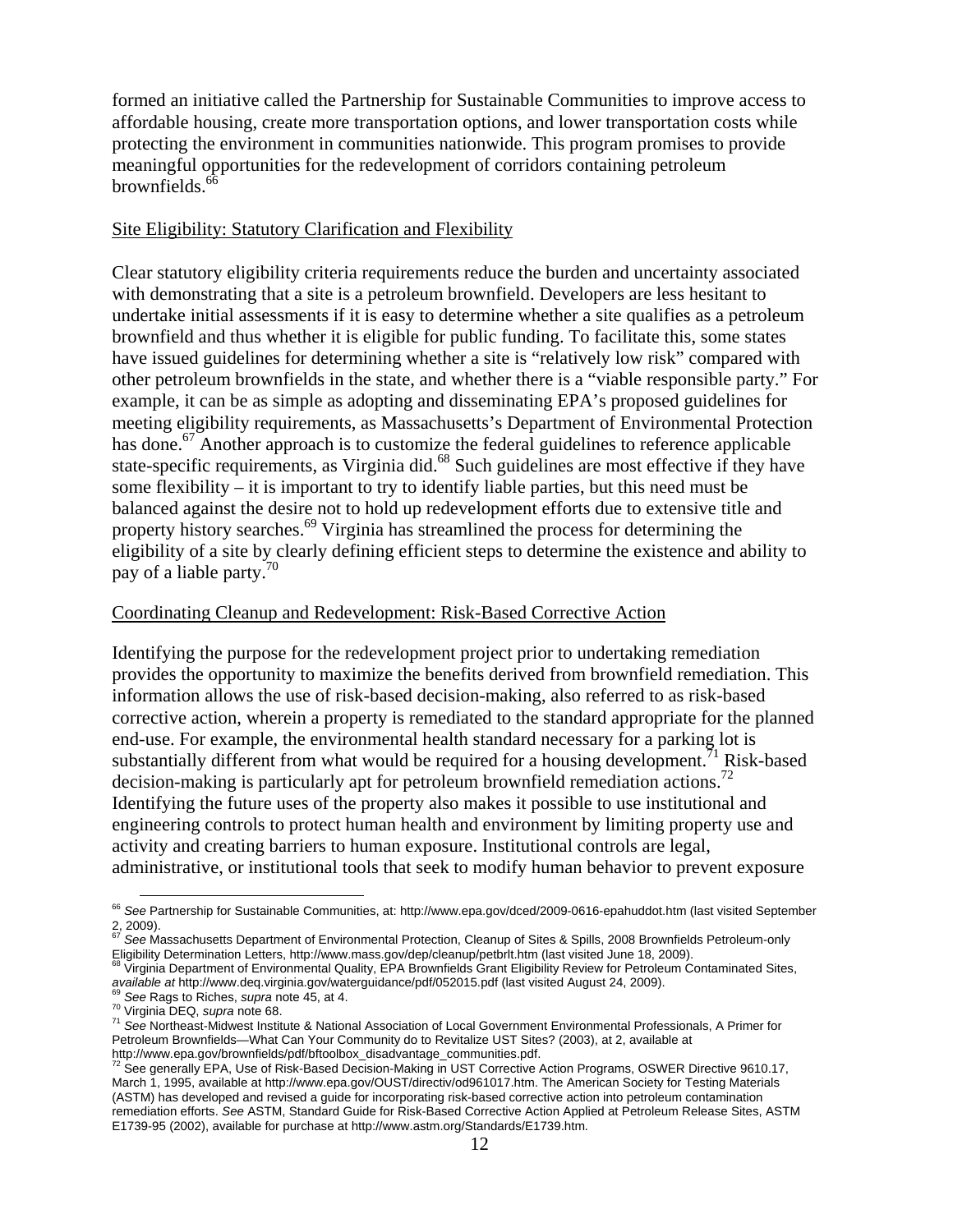formed an initiative called the Partnership for Sustainable Communities to improve access to affordable housing, create more transportation options, and lower transportation costs while protecting the environment in communities nationwide. This program promises to provide meaningful opportunities for the redevelopment of corridors containing petroleum brownfields.[66]

Site Eligibility: Statutory Clarification and Flexibility

Clear statutory eligibility criteria requirements reduce the burden and uncertainty associated with demonstrating that a site is a petroleum brownfield. Developers are less hesitant to undertake initial assessments if it is easy to determine whether a site qualifies as a petroleum brownfield and thus whether it is eligible for public funding. To facilitate this, some states have issued guidelines for determining whether a site is "relatively low risk" compared with other petroleum brownfields in the state, and whether there is a "viable responsible party." For example, it can be as simple as adopting and disseminating EPA's proposed guidelines for meeting eligibility requirements, as Massachusetts's Department of Environmental Protection has done.[67] Another approach is to customize the federal guidelines to reference applicable state-specific requirements, as Virginia did.[68] Such guidelines are most effective if they have some flexibility – it is important to try to identify liable parties, but this need must be balanced against the desire not to hold up redevelopment efforts due to extensive title and property history searches.[69] Virginia has streamlined the process for determining the eligibility of a site by clearly defining efficient steps to determine the existence and ability to pay of a liable party.[70]

Coordinating Cleanup and Redevelopment: Risk-Based Corrective Action

Identifying the purpose for the redevelopment project prior to undertaking remediation provides the opportunity to maximize the benefits derived from brownfield remediation. This information allows the use of risk-based decision-making, also referred to as risk-based corrective action, wherein a property is remediated to the standard appropriate for the planned end-use. For example, the environmental health standard necessary for a parking lot is substantially different from what would be required for a housing development.[71] Risk-based decision-making is particularly apt for petroleum brownfield remediation actions.[72] Identifying the future uses of the property also makes it possible to use institutional and engineering controls to protect human health and environment by limiting property use and activity and creating barriers to human exposure. Institutional controls are legal, administrative, or institutional tools that seek to modify human behavior to prevent exposure

---

[66] *See* Partnership for Sustainable Communities, at: http://www.epa.gov/dced/2009-0616-epahuddot.htm (last visited September 2, 2009).

[67] *See* Massachusetts Department of Environmental Protection, Cleanup of Sites & Spills, 2008 Brownfields Petroleum-only Eligibility Determination Letters, http://www.mass.gov/dep/cleanup/petbrlt.htm (last visited June 18, 2009).

[68] Virginia Department of Environmental Quality, EPA Brownfields Grant Eligibility Review for Petroleum Contaminated Sites, *available at* http://www.deq.virginia.gov/waterguidance/pdf/052015.pdf (last visited August 24, 2009).

[69] *See* Rags to Riches, *supra* note 45, at 4.

[70] Virginia DEQ, *supra* note 68.

[71] *See* Northeast-Midwest Institute & National Association of Local Government Environmental Professionals, A Primer for Petroleum Brownfields—What Can Your Community do to Revitalize UST Sites? (2003), at 2, available at http://www.epa.gov/brownfields/pdf/bftoolbox_disadvantage_communities.pdf.

[72] See generally EPA, Use of Risk-Based Decision-Making in UST Corrective Action Programs, OSWER Directive 9610.17, March 1, 1995, available at http://www.epa.gov/OUST/directiv/od961017.htm. The American Society for Testing Materials (ASTM) has developed and revised a guide for incorporating risk-based corrective action into petroleum contamination remediation efforts. *See* ASTM, Standard Guide for Risk-Based Corrective Action Applied at Petroleum Release Sites, ASTM E1739-95 (2002), available for purchase at http://www.astm.org/Standards/E1739.htm.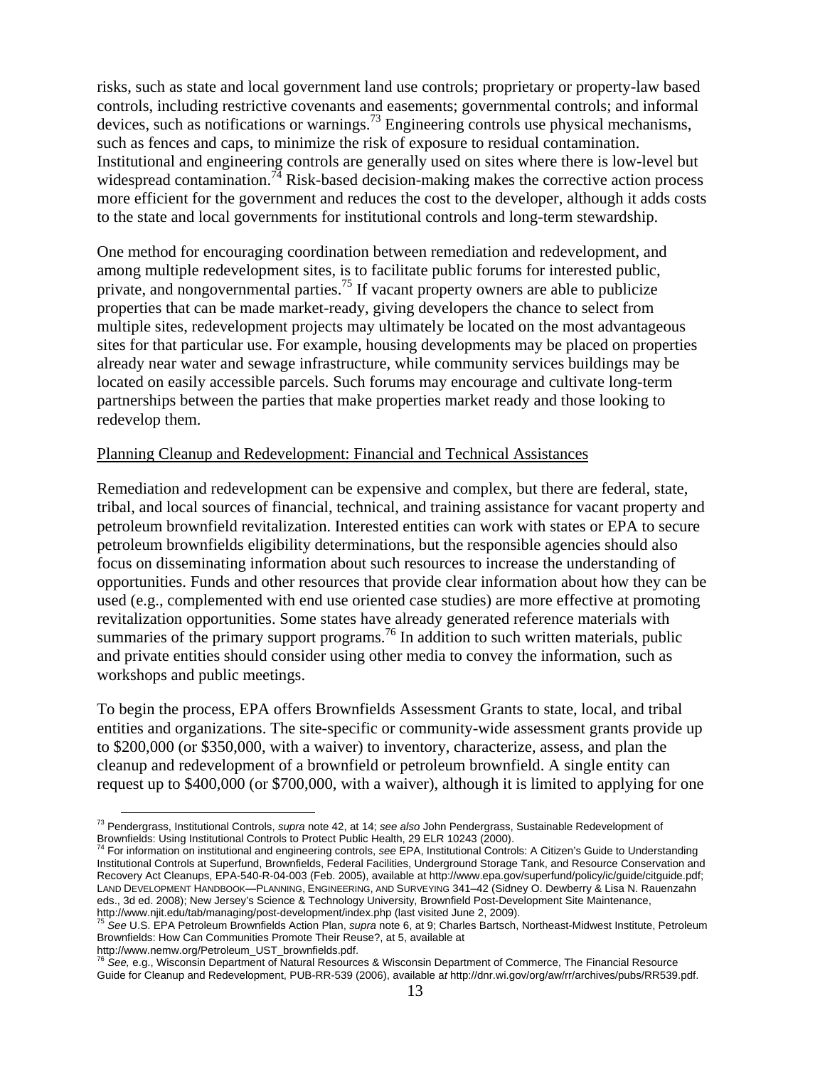risks, such as state and local government land use controls; proprietary or property-law based controls, including restrictive covenants and easements; governmental controls; and informal devices, such as notifications or warnings.[73] Engineering controls use physical mechanisms, such as fences and caps, to minimize the risk of exposure to residual contamination. Institutional and engineering controls are generally used on sites where there is low-level but widespread contamination.[74] Risk-based decision-making makes the corrective action process more efficient for the government and reduces the cost to the developer, although it adds costs to the state and local governments for institutional controls and long-term stewardship.

One method for encouraging coordination between remediation and redevelopment, and among multiple redevelopment sites, is to facilitate public forums for interested public, private, and nongovernmental parties.[75] If vacant property owners are able to publicize properties that can be made market-ready, giving developers the chance to select from multiple sites, redevelopment projects may ultimately be located on the most advantageous sites for that particular use. For example, housing developments may be placed on properties already near water and sewage infrastructure, while community services buildings may be located on easily accessible parcels. Such forums may encourage and cultivate long-term partnerships between the parties that make properties market ready and those looking to redevelop them.

Planning Cleanup and Redevelopment: Financial and Technical Assistances

Remediation and redevelopment can be expensive and complex, but there are federal, state, tribal, and local sources of financial, technical, and training assistance for vacant property and petroleum brownfield revitalization. Interested entities can work with states or EPA to secure petroleum brownfields eligibility determinations, but the responsible agencies should also focus on disseminating information about such resources to increase the understanding of opportunities. Funds and other resources that provide clear information about how they can be used (e.g., complemented with end use oriented case studies) are more effective at promoting revitalization opportunities. Some states have already generated reference materials with summaries of the primary support programs.[76] In addition to such written materials, public and private entities should consider using other media to convey the information, such as workshops and public meetings.

To begin the process, EPA offers Brownfields Assessment Grants to state, local, and tribal entities and organizations. The site-specific or community-wide assessment grants provide up to $200,000 (or $350,000, with a waiver) to inventory, characterize, assess, and plan the cleanup and redevelopment of a brownfield or petroleum brownfield. A single entity can request up to $400,000 (or $700,000, with a waiver), although it is limited to applying for one

---

[73] Pendergrass, Institutional Controls, *supra* note 42, at 14; *see also* John Pendergrass, Sustainable Redevelopment of Brownfields: Using Institutional Controls to Protect Public Health, 29 ELR 10243 (2000).

[74] For information on institutional and engineering controls, *see* EPA, Institutional Controls: A Citizen's Guide to Understanding Institutional Controls at Superfund, Brownfields, Federal Facilities, Underground Storage Tank, and Resource Conservation and Recovery Act Cleanups, EPA-540-R-04-003 (Feb. 2005), available at http://www.epa.gov/superfund/policy/ic/guide/citguide.pdf; LAND DEVELOPMENT HANDBOOK—PLANNING, ENGINEERING, AND SURVEYING 341–42 (Sidney O. Dewberry & Lisa N. Rauenzahn eds., 3d ed. 2008); New Jersey's Science & Technology University, Brownfield Post-Development Site Maintenance, http://www.njit.edu/tab/managing/post-development/index.php (last visited June 2, 2009).

[75] *See* U.S. EPA Petroleum Brownfields Action Plan, *supra* note 6, at 9; Charles Bartsch, Northeast-Midwest Institute, Petroleum Brownfields: How Can Communities Promote Their Reuse?, at 5, available at http://www.nemw.org/Petroleum_UST_brownfields.pdf.

[76] *See,* e.g., Wisconsin Department of Natural Resources & Wisconsin Department of Commerce, The Financial Resource Guide for Cleanup and Redevelopment, PUB-RR-539 (2006), available at http://dnr.wi.gov/org/aw/rr/archives/pubs/RR539.pdf.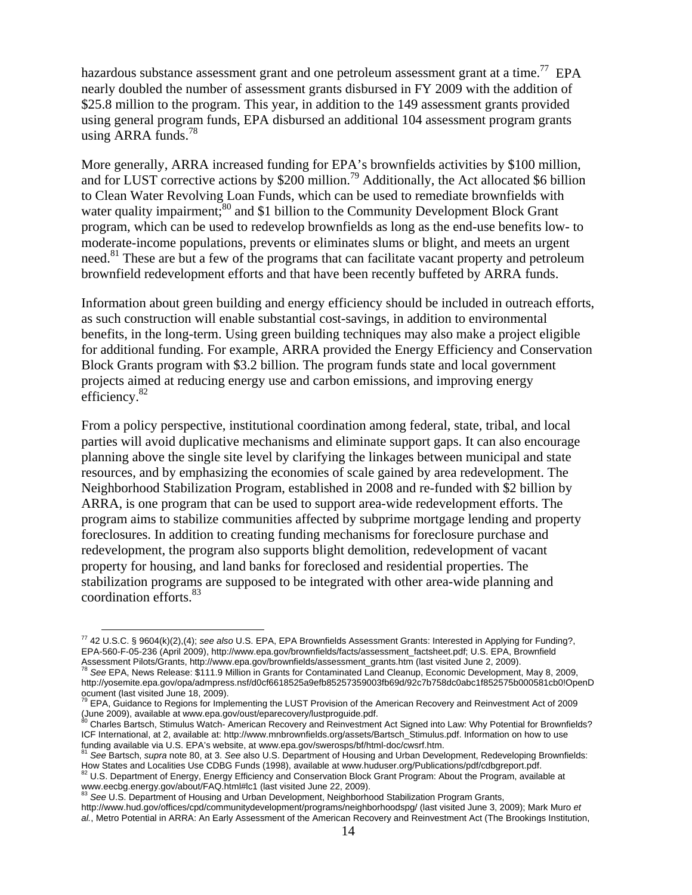hazardous substance assessment grant and one petroleum assessment grant at a time.[77] EPA nearly doubled the number of assessment grants disbursed in FY 2009 with the addition of $25.8 million to the program. This year, in addition to the 149 assessment grants provided using general program funds, EPA disbursed an additional 104 assessment program grants using ARRA funds.[78]

More generally, ARRA increased funding for EPA's brownfields activities by $100 million, and for LUST corrective actions by $200 million.[79] Additionally, the Act allocated $6 billion to Clean Water Revolving Loan Funds, which can be used to remediate brownfields with water quality impairment;[80] and $1 billion to the Community Development Block Grant program, which can be used to redevelop brownfields as long as the end-use benefits low- to moderate-income populations, prevents or eliminates slums or blight, and meets an urgent need.[81] These are but a few of the programs that can facilitate vacant property and petroleum brownfield redevelopment efforts and that have been recently buffeted by ARRA funds.

Information about green building and energy efficiency should be included in outreach efforts, as such construction will enable substantial cost-savings, in addition to environmental benefits, in the long-term. Using green building techniques may also make a project eligible for additional funding. For example, ARRA provided the Energy Efficiency and Conservation Block Grants program with $3.2 billion. The program funds state and local government projects aimed at reducing energy use and carbon emissions, and improving energy efficiency.[82]

From a policy perspective, institutional coordination among federal, state, tribal, and local parties will avoid duplicative mechanisms and eliminate support gaps. It can also encourage planning above the single site level by clarifying the linkages between municipal and state resources, and by emphasizing the economies of scale gained by area redevelopment. The Neighborhood Stabilization Program, established in 2008 and re-funded with $2 billion by ARRA, is one program that can be used to support area-wide redevelopment efforts. The program aims to stabilize communities affected by subprime mortgage lending and property foreclosures. In addition to creating funding mechanisms for foreclosure purchase and redevelopment, the program also supports blight demolition, redevelopment of vacant property for housing, and land banks for foreclosed and residential properties. The stabilization programs are supposed to be integrated with other area-wide planning and coordination efforts.[83]

---

[77] 42 U.S.C. § 9604(k)(2),(4); *see also* U.S. EPA, EPA Brownfields Assessment Grants: Interested in Applying for Funding?, EPA-560-F-05-236 (April 2009), http://www.epa.gov/brownfields/facts/assessment_factsheet.pdf; U.S. EPA, Brownfield Assessment Pilots/Grants, http://www.epa.gov/brownfields/assessment_grants.htm (last visited June 2, 2009).

[78] *See* EPA, News Release: $111.9 Million in Grants for Contaminated Land Cleanup, Economic Development, May 8, 2009, http://yosemite.epa.gov/opa/admpress.nsf/d0cf6618525a9efb85257359003fb69d/92c7b758dc0abc1f852575b000581cb0!OpenDocument (last visited June 18, 2009).

[79] EPA, Guidance to Regions for Implementing the LUST Provision of the American Recovery and Reinvestment Act of 2009 (June 2009), available at www.epa.gov/oust/eparecovery/lustproguide.pdf.

[80] Charles Bartsch, Stimulus Watch- American Recovery and Reinvestment Act Signed into Law: Why Potential for Brownfields? ICF International, at 2, available at: http://www.mnbrownfields.org/assets/Bartsch_Stimulus.pdf. Information on how to use funding available via U.S. EPA's website, at www.epa.gov/swerosps/bf/html-doc/cwsrf.htm.

[81] *See* Bartsch, *supra* note 80, at 3. *See* also U.S. Department of Housing and Urban Development, Redeveloping Brownfields: How States and Localities Use CDBG Funds (1998), available at www.huduser.org/Publications/pdf/cdbgreport.pdf.

[82] U.S. Department of Energy, Energy Efficiency and Conservation Block Grant Program: About the Program, available at www.eecbg.energy.gov/about/FAQ.html#lc1 (last visited June 22, 2009).

[83] *See* U.S. Department of Housing and Urban Development, Neighborhood Stabilization Program Grants, http://www.hud.gov/offices/cpd/communitydevelopment/programs/neighborhoodspg/ (last visited June 3, 2009); Mark Muro *et al.*, Metro Potential in ARRA: An Early Assessment of the American Recovery and Reinvestment Act (The Brookings Institution,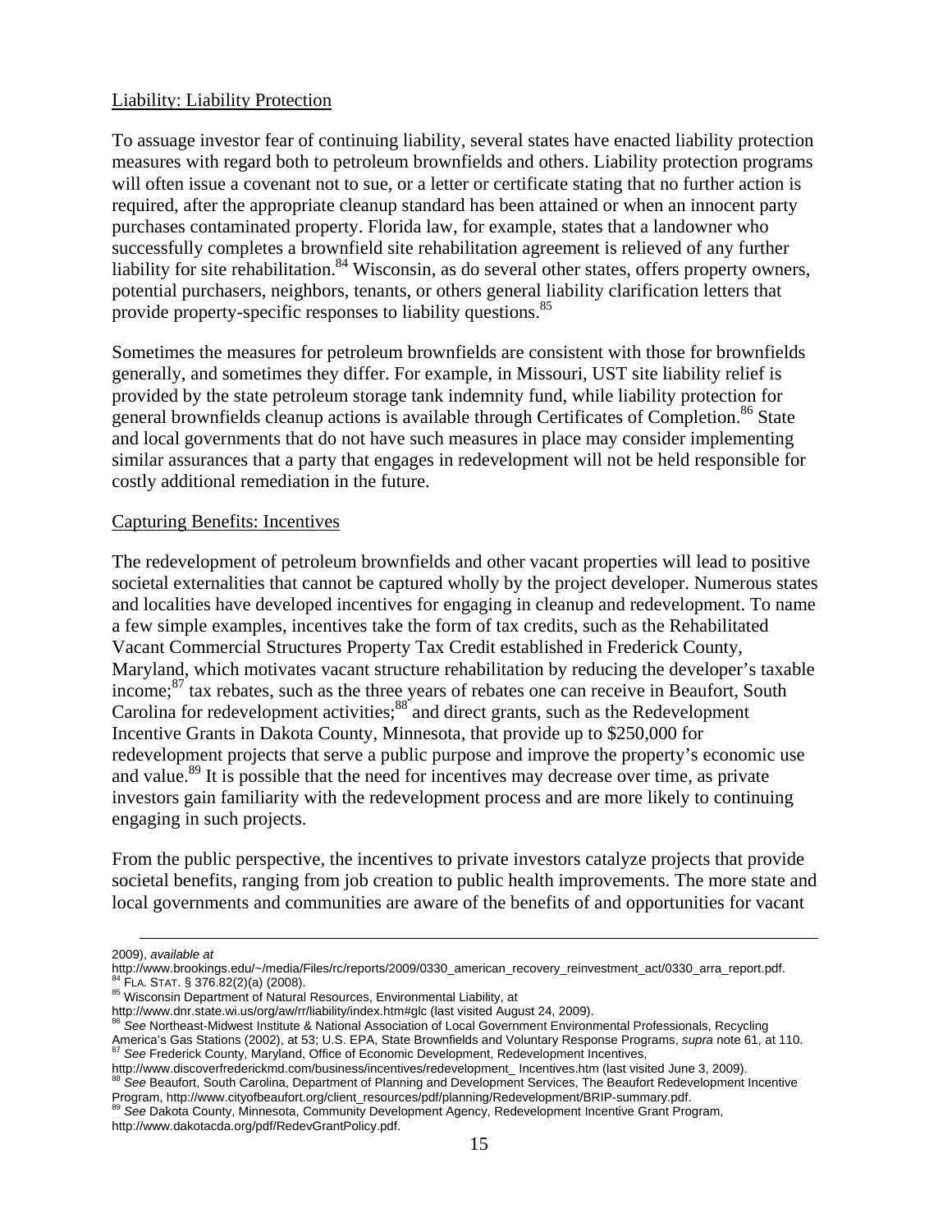Liability: Liability Protection

To assuage investor fear of continuing liability, several states have enacted liability protection measures with regard both to petroleum brownfields and others. Liability protection programs will often issue a covenant not to sue, or a letter or certificate stating that no further action is required, after the appropriate cleanup standard has been attained or when an innocent party purchases contaminated property. Florida law, for example, states that a landowner who successfully completes a brownfield site rehabilitation agreement is relieved of any further liability for site rehabilitation.[84] Wisconsin, as do several other states, offers property owners, potential purchasers, neighbors, tenants, or others general liability clarification letters that provide property-specific responses to liability questions.[85]

Sometimes the measures for petroleum brownfields are consistent with those for brownfields generally, and sometimes they differ. For example, in Missouri, UST site liability relief is provided by the state petroleum storage tank indemnity fund, while liability protection for general brownfields cleanup actions is available through Certificates of Completion.[86] State and local governments that do not have such measures in place may consider implementing similar assurances that a party that engages in redevelopment will not be held responsible for costly additional remediation in the future.

Capturing Benefits: Incentives

The redevelopment of petroleum brownfields and other vacant properties will lead to positive societal externalities that cannot be captured wholly by the project developer. Numerous states and localities have developed incentives for engaging in cleanup and redevelopment. To name a few simple examples, incentives take the form of tax credits, such as the Rehabilitated Vacant Commercial Structures Property Tax Credit established in Frederick County, Maryland, which motivates vacant structure rehabilitation by reducing the developer's taxable income;[87] tax rebates, such as the three years of rebates one can receive in Beaufort, South Carolina for redevelopment activities;[88] and direct grants, such as the Redevelopment Incentive Grants in Dakota County, Minnesota, that provide up to $250,000 for redevelopment projects that serve a public purpose and improve the property's economic use and value.[89] It is possible that the need for incentives may decrease over time, as private investors gain familiarity with the redevelopment process and are more likely to continuing engaging in such projects.

From the public perspective, the incentives to private investors catalyze projects that provide societal benefits, ranging from job creation to public health improvements. The more state and local governments and communities are aware of the benefits of and opportunities for vacant

---

2009), *available at* http://www.brookings.edu/~/media/Files/rc/reports/2009/0330_american_recovery_reinvestment_act/0330_arra_report.pdf.

[84] FLA. STAT. § 376.82(2)(a) (2008).

[85] Wisconsin Department of Natural Resources, Environmental Liability, at http://www.dnr.state.wi.us/org/aw/rr/liability/index.htm#glc (last visited August 24, 2009).

[86] *See* Northeast-Midwest Institute & National Association of Local Government Environmental Professionals, Recycling America's Gas Stations (2002), at 53; U.S. EPA, State Brownfields and Voluntary Response Programs, *supra* note 61, at 110.

[87] *See* Frederick County, Maryland, Office of Economic Development, Redevelopment Incentives, http://www.discoverfrederickmd.com/business/incentives/redevelopment_ Incentives.htm (last visited June 3, 2009).

[88] *See* Beaufort, South Carolina, Department of Planning and Development Services, The Beaufort Redevelopment Incentive Program, http://www.cityofbeaufort.org/client_resources/pdf/planning/Redevelopment/BRIP-summary.pdf.

[89] *See* Dakota County, Minnesota, Community Development Agency, Redevelopment Incentive Grant Program, http://www.dakotacda.org/pdf/RedevGrantPolicy.pdf.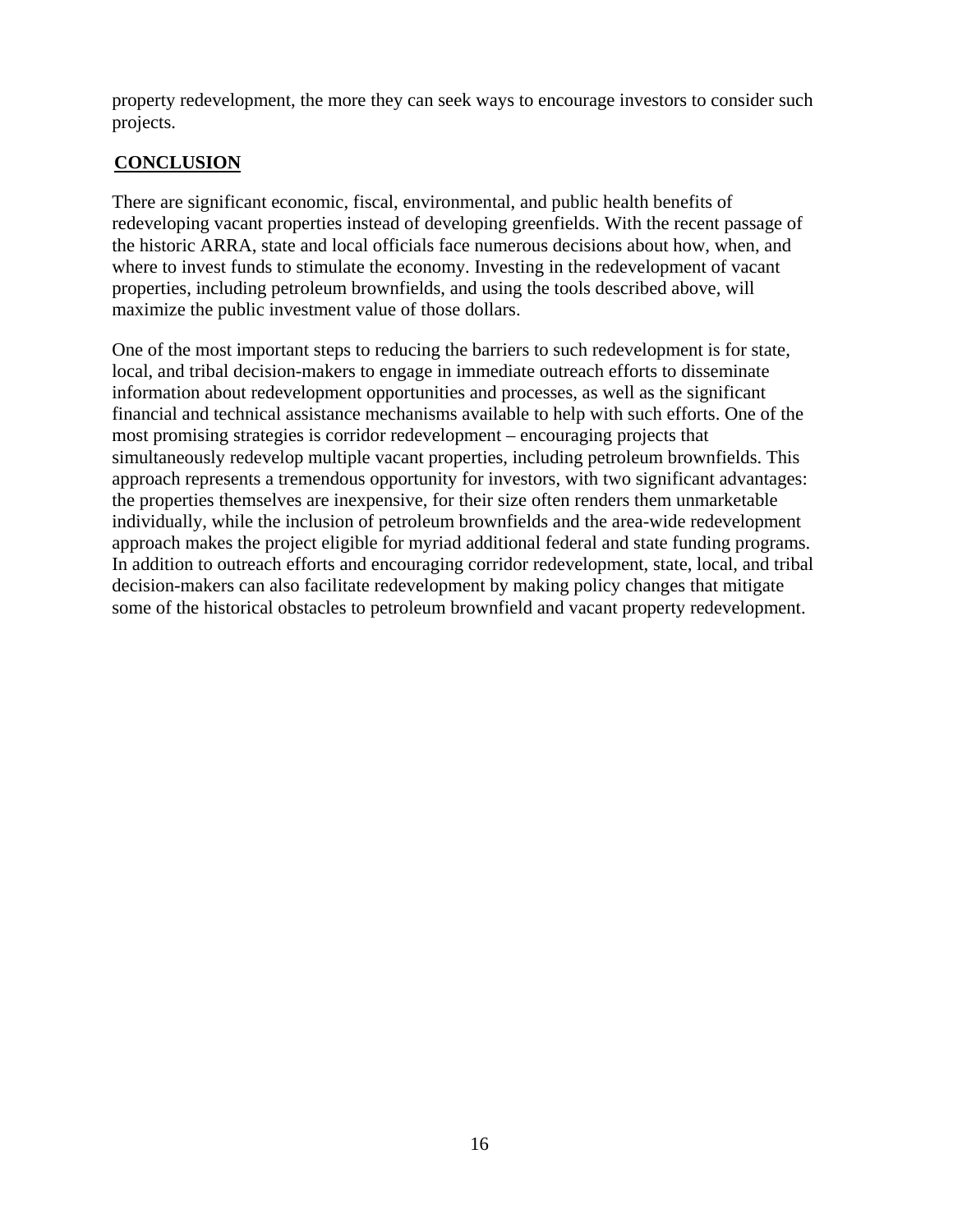property redevelopment, the more they can seek ways to encourage investors to consider such projects.

## CONCLUSION

There are significant economic, fiscal, environmental, and public health benefits of redeveloping vacant properties instead of developing greenfields. With the recent passage of the historic ARRA, state and local officials face numerous decisions about how, when, and where to invest funds to stimulate the economy. Investing in the redevelopment of vacant properties, including petroleum brownfields, and using the tools described above, will maximize the public investment value of those dollars.

One of the most important steps to reducing the barriers to such redevelopment is for state, local, and tribal decision-makers to engage in immediate outreach efforts to disseminate information about redevelopment opportunities and processes, as well as the significant financial and technical assistance mechanisms available to help with such efforts. One of the most promising strategies is corridor redevelopment – encouraging projects that simultaneously redevelop multiple vacant properties, including petroleum brownfields. This approach represents a tremendous opportunity for investors, with two significant advantages: the properties themselves are inexpensive, for their size often renders them unmarketable individually, while the inclusion of petroleum brownfields and the area-wide redevelopment approach makes the project eligible for myriad additional federal and state funding programs. In addition to outreach efforts and encouraging corridor redevelopment, state, local, and tribal decision-makers can also facilitate redevelopment by making policy changes that mitigate some of the historical obstacles to petroleum brownfield and vacant property redevelopment.